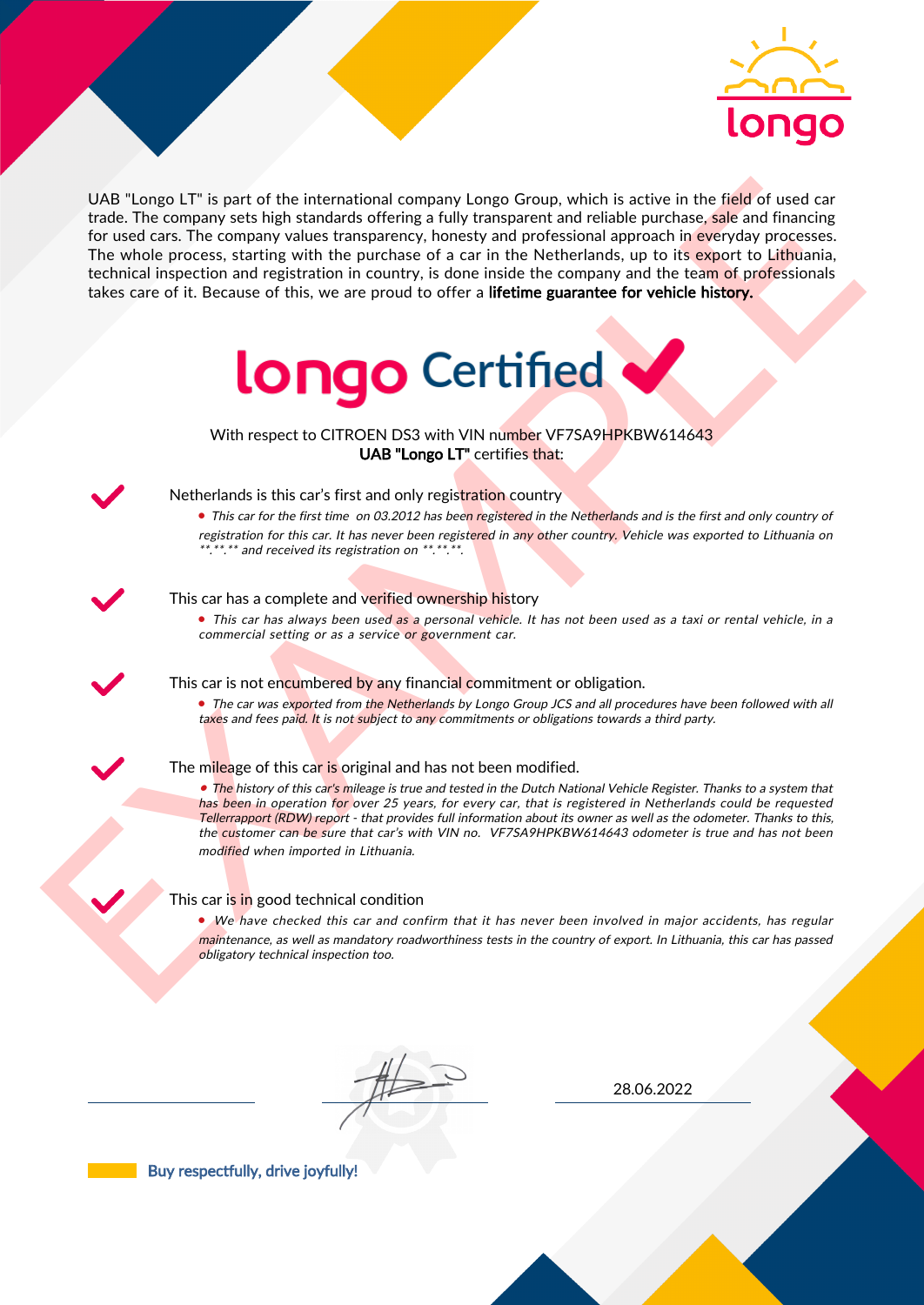longo

UAB "Longo LT" is part of the international company Longo Group, which is active in the field of used car trade. The company sets high standards offering a fully transparent and reliable purchase, sale and financing for used cars. The company values transparency, honesty and professional approach in everyday processes. The whole process, starting with the purchase of a car in the Netherlands, up to its export to Lithuania, technical inspection and registration in country, is done inside the company and the team of professionals takes care of it. Because of this, we are proud to offer a **lifetime guarantee for vehicle history.**

# longo Certified ✔

With respect to CITROEN DS3 with VIN number VF7SA9HPKBW614643
**UAB "Longo LT"** certifies that:

✔ Netherlands is this car's first and only registration country

- *This car for the first time on 03.2012 has been registered in the Netherlands and is the first and only country of registration for this car. It has never been registered in any other country. Vehicle was exported to Lithuania on **.**.** and received its registration on **.**.**.*

✔ This car has a complete and verified ownership history

- *This car has always been used as a personal vehicle. It has not been used as a taxi or rental vehicle, in a commercial setting or as a service or government car.*

✔ This car is not encumbered by any financial commitment or obligation.

- *The car was exported from the Netherlands by Longo Group JCS and all procedures have been followed with all taxes and fees paid. It is not subject to any commitments or obligations towards a third party.*

✔ The mileage of this car is original and has not been modified.

- *The history of this car's mileage is true and tested in the Dutch National Vehicle Register. Thanks to a system that has been in operation for over 25 years, for every car, that is registered in Netherlands could be requested Tellerrapport (RDW) report - that provides full information about its owner as well as the odometer. Thanks to this, the customer can be sure that car's with VIN no. VF7SA9HPKBW614643 odometer is true and has not been modified when imported in Lithuania.*

✔ This car is in good technical condition

- *We have checked this car and confirm that it has never been involved in major accidents, has regular maintenance, as well as mandatory roadworthiness tests in the country of export. In Lithuania, this car has passed obligatory technical inspection too.*

EXAMPLE

______________  ______________  28.06.2022

Buy respectfully, drive joyfully!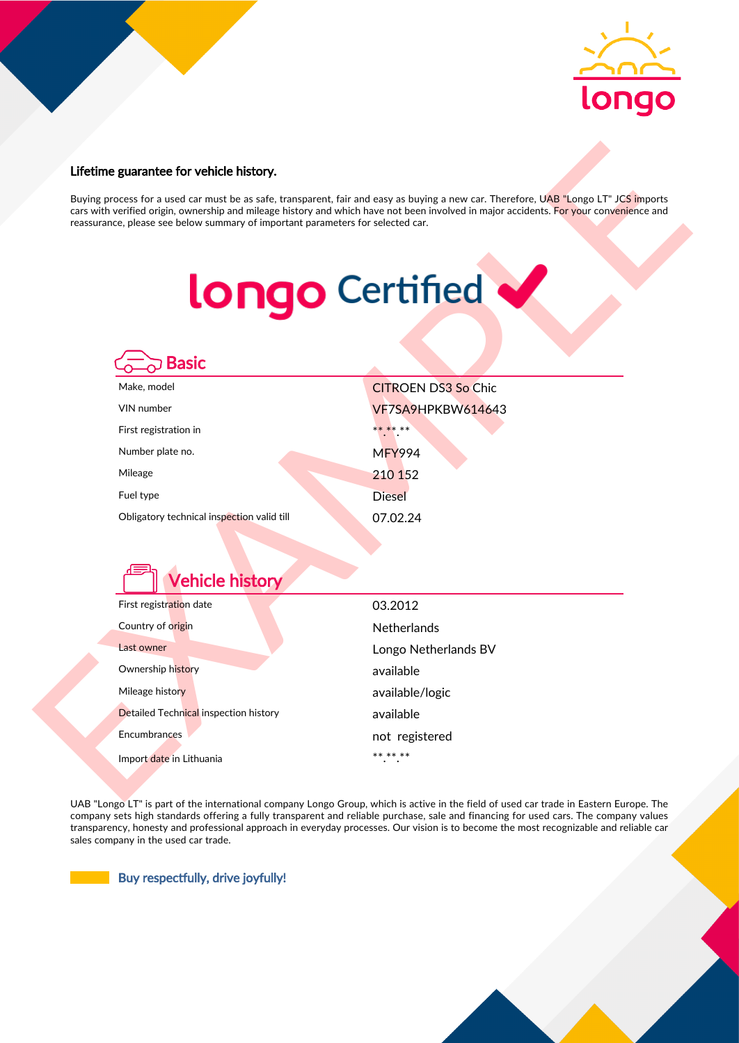**Lifetime guarantee for vehicle history.**

Buying process for a used car must be as safe, transparent, fair and easy as buying a new car. Therefore, UAB "Longo LT" JCS imports cars with verified origin, ownership and mileage history and which have not been involved in major accidents. For your convenience and reassurance, please see below summary of important parameters for selected car.

# longo Certified

## Basic

| | |
|---|---|
| Make, model | CITROEN DS3 So Chic |
| VIN number | VF7SA9HPKBW614643 |
| First registration in | **.**.** |
| Number plate no. | MFY994 |
| Mileage | 210 152 |
| Fuel type | Diesel |
| Obligatory technical inspection valid till | 07.02.24 |

## Vehicle history

| | |
|---|---|
| First registration date | 03.2012 |
| Country of origin | Netherlands |
| Last owner | Longo Netherlands BV |
| Ownership history | available |
| Mileage history | available/logic |
| Detailed Technical inspection history | available |
| Encumbrances | not registered |
| Import date in Lithuania | **.**.** |

UAB "Longo LT" is part of the international company Longo Group, which is active in the field of used car trade in Eastern Europe. The company sets high standards offering a fully transparent and reliable purchase, sale and financing for used cars. The company values transparency, honesty and professional approach in everyday processes. Our vision is to become the most recognizable and reliable car sales company in the used car trade.

Buy respectfully, drive joyfully!

EXAMPLE